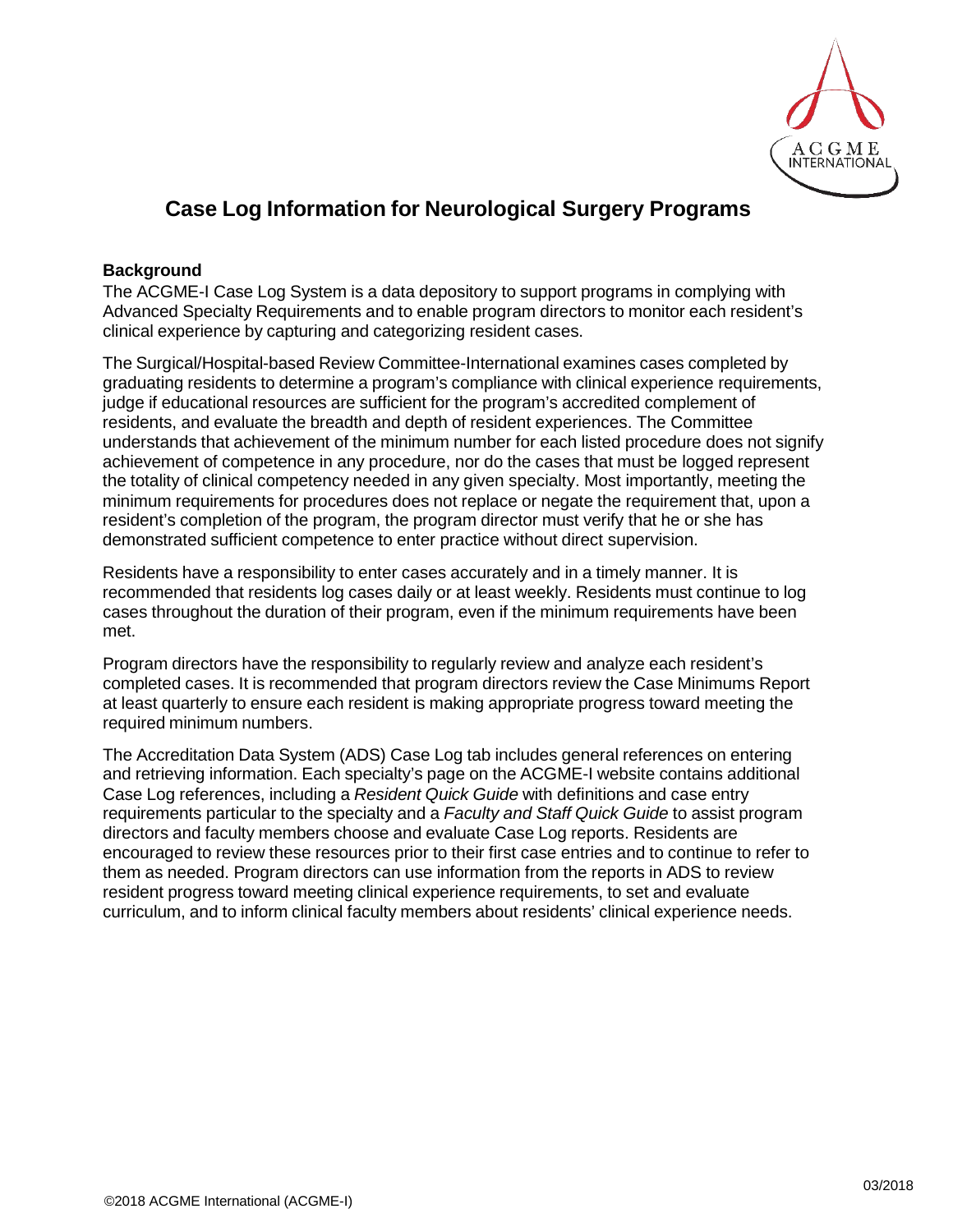# Case Log Information for Neurological Surgery Programs

**Background**

The ACGME-I Case Log System is a data depository to support programs in complying with Advanced Specialty Requirements and to enable program directors to monitor each resident's clinical experience by capturing and categorizing resident cases.

The Surgical/Hospital-based Review Committee-International examines cases completed by graduating residents to determine a program's compliance with clinical experience requirements, judge if educational resources are sufficient for the program's accredited complement of residents, and evaluate the breadth and depth of resident experiences. The Committee understands that achievement of the minimum number for each listed procedure does not signify achievement of competence in any procedure, nor do the cases that must be logged represent the totality of clinical competency needed in any given specialty. Most importantly, meeting the minimum requirements for procedures does not replace or negate the requirement that, upon a resident's completion of the program, the program director must verify that he or she has demonstrated sufficient competence to enter practice without direct supervision.

Residents have a responsibility to enter cases accurately and in a timely manner. It is recommended that residents log cases daily or at least weekly. Residents must continue to log cases throughout the duration of their program, even if the minimum requirements have been met.

Program directors have the responsibility to regularly review and analyze each resident's completed cases. It is recommended that program directors review the Case Minimums Report at least quarterly to ensure each resident is making appropriate progress toward meeting the required minimum numbers.

The Accreditation Data System (ADS) Case Log tab includes general references on entering and retrieving information. Each specialty's page on the ACGME-I website contains additional Case Log references, including a *Resident Quick Guide* with definitions and case entry requirements particular to the specialty and a *Faculty and Staff Quick Guide* to assist program directors and faculty members choose and evaluate Case Log reports. Residents are encouraged to review these resources prior to their first case entries and to continue to refer to them as needed. Program directors can use information from the reports in ADS to review resident progress toward meeting clinical experience requirements, to set and evaluate curriculum, and to inform clinical faculty members about residents' clinical experience needs.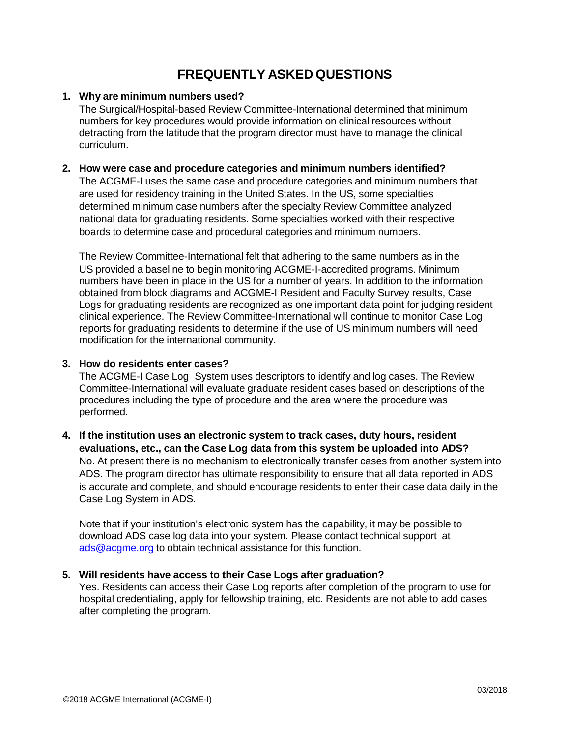# FREQUENTLY ASKED QUESTIONS

1. **Why are minimum numbers used?**
   The Surgical/Hospital-based Review Committee-International determined that minimum numbers for key procedures would provide information on clinical resources without detracting from the latitude that the program director must have to manage the clinical curriculum.

2. **How were case and procedure categories and minimum numbers identified?**
   The ACGME-I uses the same case and procedure categories and minimum numbers that are used for residency training in the United States. In the US, some specialties determined minimum case numbers after the specialty Review Committee analyzed national data for graduating residents. Some specialties worked with their respective boards to determine case and procedural categories and minimum numbers.

   The Review Committee-International felt that adhering to the same numbers as in the US provided a baseline to begin monitoring ACGME-I-accredited programs. Minimum numbers have been in place in the US for a number of years. In addition to the information obtained from block diagrams and ACGME-I Resident and Faculty Survey results, Case Logs for graduating residents are recognized as one important data point for judging resident clinical experience. The Review Committee-International will continue to monitor Case Log reports for graduating residents to determine if the use of US minimum numbers will need modification for the international community.

3. **How do residents enter cases?**
   The ACGME-I Case Log System uses descriptors to identify and log cases. The Review Committee-International will evaluate graduate resident cases based on descriptions of the procedures including the type of procedure and the area where the procedure was performed.

4. **If the institution uses an electronic system to track cases, duty hours, resident evaluations, etc., can the Case Log data from this system be uploaded into ADS?**
   No. At present there is no mechanism to electronically transfer cases from another system into ADS. The program director has ultimate responsibility to ensure that all data reported in ADS is accurate and complete, and should encourage residents to enter their case data daily in the Case Log System in ADS.

   Note that if your institution's electronic system has the capability, it may be possible to download ADS case log data into your system. Please contact technical support at [ads@acgme.org](mailto:ads@acgme.org) to obtain technical assistance for this function.

5. **Will residents have access to their Case Logs after graduation?**
   Yes. Residents can access their Case Log reports after completion of the program to use for hospital credentialing, apply for fellowship training, etc. Residents are not able to add cases after completing the program.

03/2018

©2018 ACGME International (ACGME-I)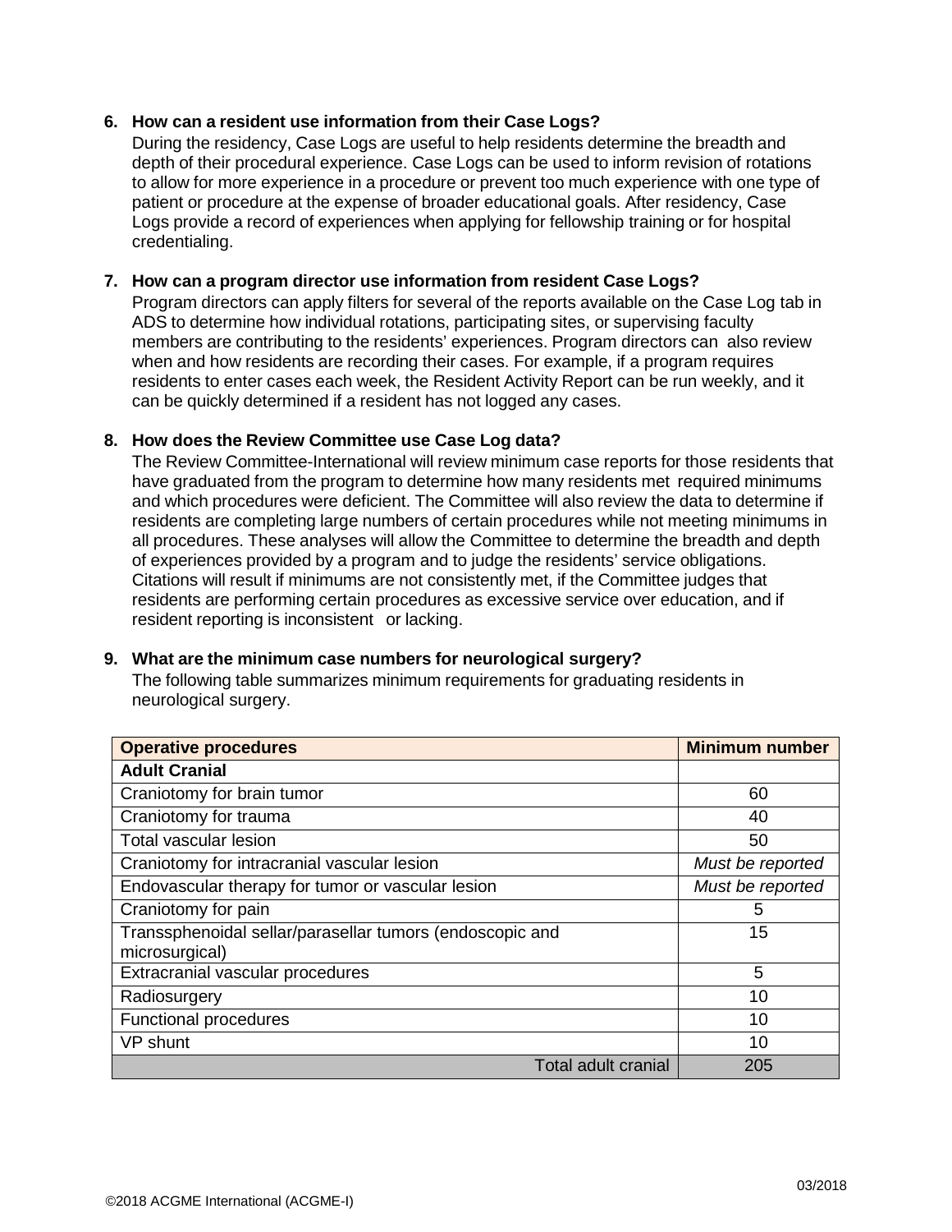6. **How can a resident use information from their Case Logs?**
   During the residency, Case Logs are useful to help residents determine the breadth and depth of their procedural experience. Case Logs can be used to inform revision of rotations to allow for more experience in a procedure or prevent too much experience with one type of patient or procedure at the expense of broader educational goals. After residency, Case Logs provide a record of experiences when applying for fellowship training or for hospital credentialing.

7. **How can a program director use information from resident Case Logs?**
   Program directors can apply filters for several of the reports available on the Case Log tab in ADS to determine how individual rotations, participating sites, or supervising faculty members are contributing to the residents' experiences. Program directors can also review when and how residents are recording their cases. For example, if a program requires residents to enter cases each week, the Resident Activity Report can be run weekly, and it can be quickly determined if a resident has not logged any cases.

8. **How does the Review Committee use Case Log data?**
   The Review Committee-International will review minimum case reports for those residents that have graduated from the program to determine how many residents met required minimums and which procedures were deficient. The Committee will also review the data to determine if residents are completing large numbers of certain procedures while not meeting minimums in all procedures. These analyses will allow the Committee to determine the breadth and depth of experiences provided by a program and to judge the residents' service obligations. Citations will result if minimums are not consistently met, if the Committee judges that residents are performing certain procedures as excessive service over education, and if resident reporting is inconsistent or lacking.

9. **What are the minimum case numbers for neurological surgery?**
   The following table summarizes minimum requirements for graduating residents in neurological surgery.

| **Operative procedures** | **Minimum number** |
|---|---|
| **Adult Cranial** | |
| Craniotomy for brain tumor | 60 |
| Craniotomy for trauma | 40 |
| Total vascular lesion | 50 |
| Craniotomy for intracranial vascular lesion | *Must be reported* |
| Endovascular therapy for tumor or vascular lesion | *Must be reported* |
| Craniotomy for pain | 5 |
| Transsphenoidal sellar/parasellar tumors (endoscopic and microsurgical) | 15 |
| Extracranial vascular procedures | 5 |
| Radiosurgery | 10 |
| Functional procedures | 10 |
| VP shunt | 10 |
| Total adult cranial | 205 |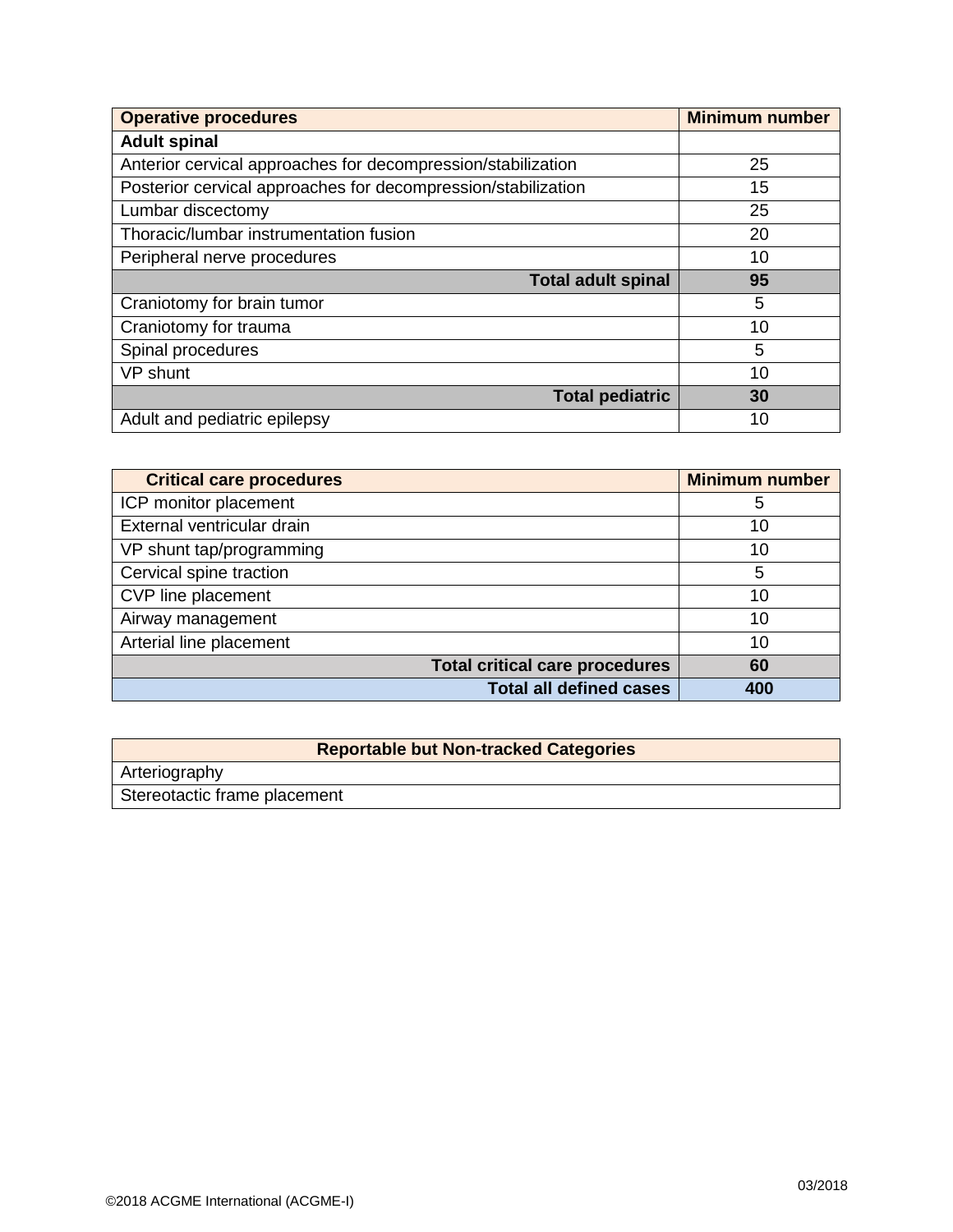| Operative procedures | Minimum number |
|---|---|
| **Adult spinal** | |
| Anterior cervical approaches for decompression/stabilization | 25 |
| Posterior cervical approaches for decompression/stabilization | 15 |
| Lumbar discectomy | 25 |
| Thoracic/lumbar instrumentation fusion | 20 |
| Peripheral nerve procedures | 10 |
| **Total adult spinal** | **95** |
| Craniotomy for brain tumor | 5 |
| Craniotomy for trauma | 10 |
| Spinal procedures | 5 |
| VP shunt | 10 |
| **Total pediatric** | **30** |
| Adult and pediatric epilepsy | 10 |

| Critical care procedures | Minimum number |
|---|---|
| ICP monitor placement | 5 |
| External ventricular drain | 10 |
| VP shunt tap/programming | 10 |
| Cervical spine traction | 5 |
| CVP line placement | 10 |
| Airway management | 10 |
| Arterial line placement | 10 |
| **Total critical care procedures** | **60** |
| **Total all defined cases** | **400** |

| Reportable but Non-tracked Categories |
|---|
| Arteriography |
| Stereotactic frame placement |

03/2018

©2018 ACGME International (ACGME-I)